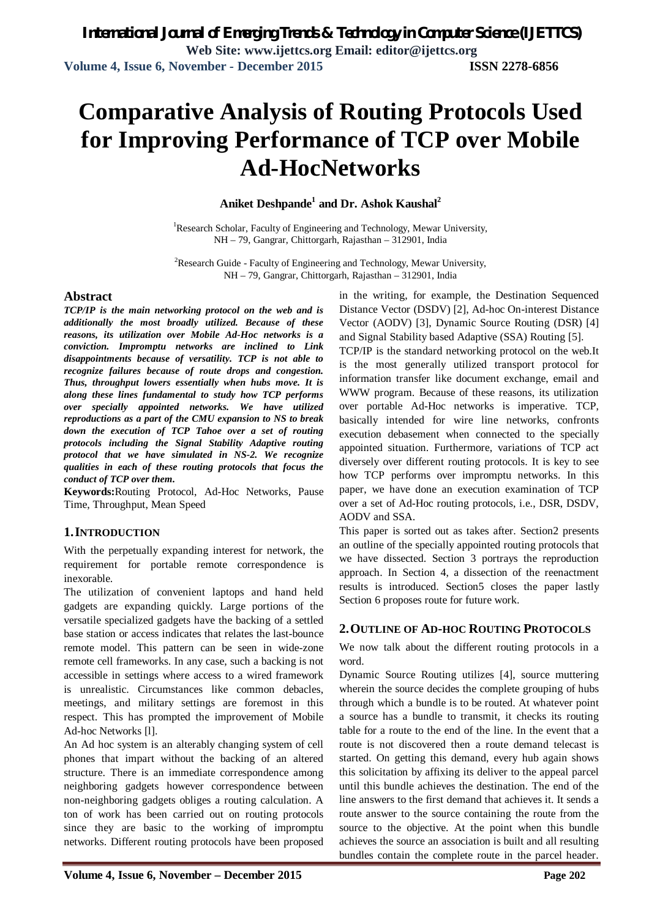# Comparative Analysis of Routing Protocols Used for Improving Performance of TCP over Mobile Ad-HocNetworks

**Aniket Deshpande[1] and Dr. Ashok Kaushal[2]**

[1]Research Scholar, Faculty of Engineering and Technology, Mewar University, NH – 79, Gangrar, Chittorgarh, Rajasthan – 312901, India

[2]Research Guide - Faculty of Engineering and Technology, Mewar University, NH – 79, Gangrar, Chittorgarh, Rajasthan – 312901, India

## Abstract

***TCP/IP is the main networking protocol on the web and is additionally the most broadly utilized. Because of these reasons, its utilization over Mobile Ad-Hoc networks is a conviction. Impromptu networks are inclined to Link disappointments because of versatility. TCP is not able to recognize failures because of route drops and congestion. Thus, throughput lowers essentially when hubs move. It is along these lines fundamental to study how TCP performs over specially appointed networks. We have utilized reproductions as a part of the CMU expansion to NS to break down the execution of TCP Tahoe over a set of routing protocols including the Signal Stability Adaptive routing protocol that we have simulated in NS-2. We recognize qualities in each of these routing protocols that focus the conduct of TCP over them.***

**Keywords:**Routing Protocol, Ad-Hoc Networks, Pause Time, Throughput, Mean Speed

## 1. INTRODUCTION

With the perpetually expanding interest for network, the requirement for portable remote correspondence is inexorable.

The utilization of convenient laptops and hand held gadgets are expanding quickly. Large portions of the versatile specialized gadgets have the backing of a settled base station or access indicates that relates the last-bounce remote model. This pattern can be seen in wide-zone remote cell frameworks. In any case, such a backing is not accessible in settings where access to a wired framework is unrealistic. Circumstances like common debacles, meetings, and military settings are foremost in this respect. This has prompted the improvement of Mobile Ad-hoc Networks [l].

An Ad hoc system is an alterably changing system of cell phones that impart without the backing of an altered structure. There is an immediate correspondence among neighboring gadgets however correspondence between non-neighboring gadgets obliges a routing calculation. A ton of work has been carried out on routing protocols since they are basic to the working of impromptu networks. Different routing protocols have been proposed in the writing, for example, the Destination Sequenced Distance Vector (DSDV) [2], Ad-hoc On-interest Distance Vector (AODV) [3], Dynamic Source Routing (DSR) [4] and Signal Stability based Adaptive (SSA) Routing [5].

TCP/IP is the standard networking protocol on the web.It is the most generally utilized transport protocol for information transfer like document exchange, email and WWW program. Because of these reasons, its utilization over portable Ad-Hoc networks is imperative. TCP, basically intended for wire line networks, confronts execution debasement when connected to the specially appointed situation. Furthermore, variations of TCP act diversely over different routing protocols. It is key to see how TCP performs over impromptu networks. In this paper, we have done an execution examination of TCP over a set of Ad-Hoc routing protocols, i.e., DSR, DSDV, AODV and SSA.

This paper is sorted out as takes after. Section2 presents an outline of the specially appointed routing protocols that we have dissected. Section 3 portrays the reproduction approach. In Section 4, a dissection of the reenactment results is introduced. Section5 closes the paper lastly Section 6 proposes route for future work.

## 2. OUTLINE OF AD-HOC ROUTING PROTOCOLS

We now talk about the different routing protocols in a word.

Dynamic Source Routing utilizes [4], source muttering wherein the source decides the complete grouping of hubs through which a bundle is to be routed. At whatever point a source has a bundle to transmit, it checks its routing table for a route to the end of the line. In the event that a route is not discovered then a route demand telecast is started. On getting this demand, every hub again shows this solicitation by affixing its deliver to the appeal parcel until this bundle achieves the destination. The end of the line answers to the first demand that achieves it. It sends a route answer to the source containing the route from the source to the objective. At the point when this bundle achieves the source an association is built and all resulting bundles contain the complete route in the parcel header.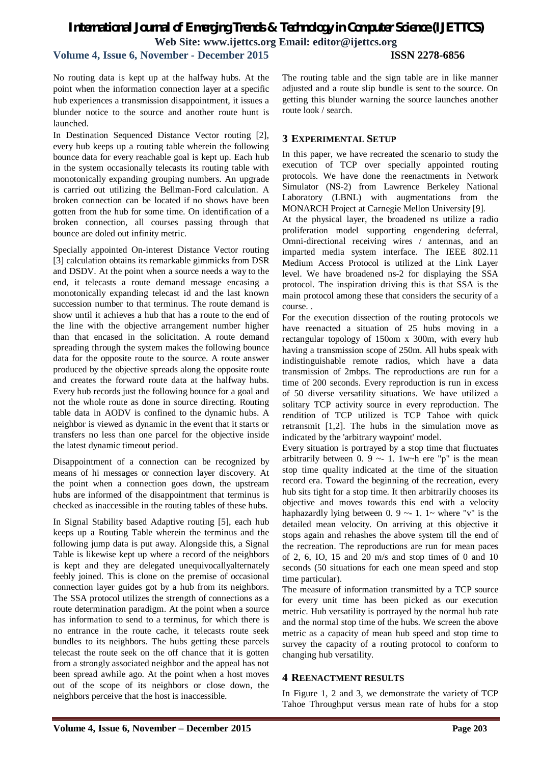No routing data is kept up at the halfway hubs. At the point when the information connection layer at a specific hub experiences a transmission disappointment, it issues a blunder notice to the source and another route hunt is launched.

In Destination Sequenced Distance Vector routing [2], every hub keeps up a routing table wherein the following bounce data for every reachable goal is kept up. Each hub in the system occasionally telecasts its routing table with monotonically expanding grouping numbers. An upgrade is carried out utilizing the Bellman-Ford calculation. A broken connection can be located if no shows have been gotten from the hub for some time. On identification of a broken connection, all courses passing through that bounce are doled out infinity metric.

Specially appointed On-interest Distance Vector routing [3] calculation obtains its remarkable gimmicks from DSR and DSDV. At the point when a source needs a way to the end, it telecasts a route demand message encasing a monotonically expanding telecast id and the last known succession number to that terminus. The route demand is show until it achieves a hub that has a route to the end of the line with the objective arrangement number higher than that encased in the solicitation. A route demand spreading through the system makes the following bounce data for the opposite route to the source. A route answer produced by the objective spreads along the opposite route and creates the forward route data at the halfway hubs. Every hub records just the following bounce for a goal and not the whole route as done in source directing. Routing table data in AODV is confined to the dynamic hubs. A neighbor is viewed as dynamic in the event that it starts or transfers no less than one parcel for the objective inside the latest dynamic timeout period.

Disappointment of a connection can be recognized by means of hi messages or connection layer discovery. At the point when a connection goes down, the upstream hubs are informed of the disappointment that terminus is checked as inaccessible in the routing tables of these hubs.

In Signal Stability based Adaptive routing [5], each hub keeps up a Routing Table wherein the terminus and the following jump data is put away. Alongside this, a Signal Table is likewise kept up where a record of the neighbors is kept and they are delegated unequivocallyalternately feebly joined. This is clone on the premise of occasional connection layer guides got by a hub from its neighbors. The SSA protocol utilizes the strength of connections as a route determination paradigm. At the point when a source has information to send to a terminus, for which there is no entrance in the route cache, it telecasts route seek bundles to its neighbors. The hubs getting these parcels telecast the route seek on the off chance that it is gotten from a strongly associated neighbor and the appeal has not been spread awhile ago. At the point when a host moves out of the scope of its neighbors or close down, the neighbors perceive that the host is inaccessible.

The routing table and the sign table are in like manner adjusted and a route slip bundle is sent to the source. On getting this blunder warning the source launches another route look / search.

## 3 EXPERIMENTAL SETUP

In this paper, we have recreated the scenario to study the execution of TCP over specially appointed routing protocols. We have done the reenactments in Network Simulator (NS-2) from Lawrence Berkeley National Laboratory (LBNL) with augmentations from the MONARCH Project at Carnegie Mellon University [9].

At the physical layer, the broadened ns utilize a radio proliferation model supporting engendering deferral, Omni-directional receiving wires / antennas, and an imparted media system interface. The IEEE 802.11 Medium Access Protocol is utilized at the Link Layer level. We have broadened ns-2 for displaying the SSA protocol. The inspiration driving this is that SSA is the main protocol among these that considers the security of a course. .

For the execution dissection of the routing protocols we have reenacted a situation of 25 hubs moving in a rectangular topology of 150om x 300m, with every hub having a transmission scope of 250m. All hubs speak with indistinguishable remote radios, which have a data transmission of 2mbps. The reproductions are run for a time of 200 seconds. Every reproduction is run in excess of 50 diverse versatility situations. We have utilized a solitary TCP activity source in every reproduction. The rendition of TCP utilized is TCP Tahoe with quick retransmit [1,2]. The hubs in the simulation move as indicated by the 'arbitrary waypoint' model.

Every situation is portrayed by a stop time that fluctuates arbitrarily between 0. 9 ~- 1. 1w~h ere "p" is the mean stop time quality indicated at the time of the situation record era. Toward the beginning of the recreation, every hub sits tight for a stop time. It then arbitrarily chooses its objective and moves towards this end with a velocity haphazardly lying between 0. 9 ~- 1. 1~ where "v" is the detailed mean velocity. On arriving at this objective it stops again and rehashes the above system till the end of the recreation. The reproductions are run for mean paces of 2, 6, IO, 15 and 20 m/s and stop times of 0 and 10 seconds (50 situations for each one mean speed and stop time particular).

The measure of information transmitted by a TCP source for every unit time has been picked as our execution metric. Hub versatility is portrayed by the normal hub rate and the normal stop time of the hubs. We screen the above metric as a capacity of mean hub speed and stop time to survey the capacity of a routing protocol to conform to changing hub versatility.

## 4 REENACTMENT RESULTS

In Figure 1, 2 and 3, we demonstrate the variety of TCP Tahoe Throughput versus mean rate of hubs for a stop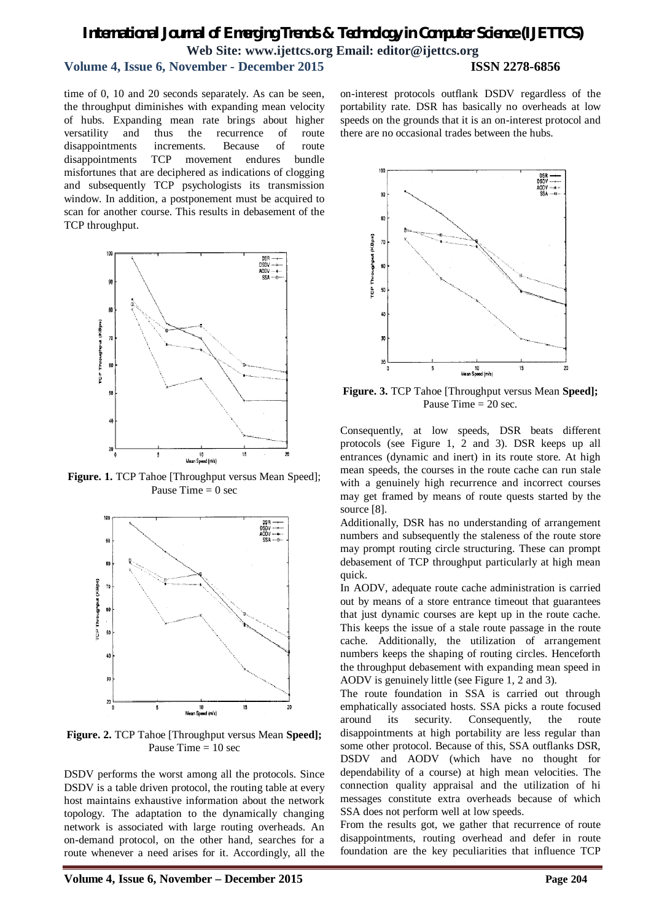time of 0, 10 and 20 seconds separately. As can be seen, the throughput diminishes with expanding mean velocity of hubs. Expanding mean rate brings about higher versatility and thus the recurrence of route disappointments increments. Because of route disappointments TCP movement endures bundle misfortunes that are deciphered as indications of clogging and subsequently TCP psychologists its transmission window. In addition, a postponement must be acquired to scan for another course. This results in debasement of the TCP throughput.

**Figure. 1.** TCP Tahoe [Throughput versus Mean Speed]; Pause Time = 0 sec

**Figure. 2.** TCP Tahoe [Throughput versus Mean **Speed];** Pause Time = 10 sec

DSDV performs the worst among all the protocols. Since DSDV is a table driven protocol, the routing table at every host maintains exhaustive information about the network topology. The adaptation to the dynamically changing network is associated with large routing overheads. An on-demand protocol, on the other hand, searches for a route whenever a need arises for it. Accordingly, all the on-interest protocols outflank DSDV regardless of the portability rate. DSR has basically no overheads at low speeds on the grounds that it is an on-interest protocol and there are no occasional trades between the hubs.

**Figure. 3.** TCP Tahoe [Throughput versus Mean **Speed];** Pause Time = 20 sec.

Consequently, at low speeds, DSR beats different protocols (see Figure 1, 2 and 3). DSR keeps up all entrances (dynamic and inert) in its route store. At high mean speeds, the courses in the route cache can run stale with a genuinely high recurrence and incorrect courses may get framed by means of route quests started by the source [8].

Additionally, DSR has no understanding of arrangement numbers and subsequently the staleness of the route store may prompt routing circle structuring. These can prompt debasement of TCP throughput particularly at high mean quick.

In AODV, adequate route cache administration is carried out by means of a store entrance timeout that guarantees that just dynamic courses are kept up in the route cache. This keeps the issue of a stale route passage in the route cache. Additionally, the utilization of arrangement numbers keeps the shaping of routing circles. Henceforth the throughput debasement with expanding mean speed in AODV is genuinely little (see Figure 1, 2 and 3).

The route foundation in SSA is carried out through emphatically associated hosts. SSA picks a route focused around its security. Consequently, the route disappointments at high portability are less regular than some other protocol. Because of this, SSA outflanks DSR, DSDV and AODV (which have no thought for dependability of a course) at high mean velocities. The connection quality appraisal and the utilization of hi messages constitute extra overheads because of which SSA does not perform well at low speeds.

From the results got, we gather that recurrence of route disappointments, routing overhead and defer in route foundation are the key peculiarities that influence TCP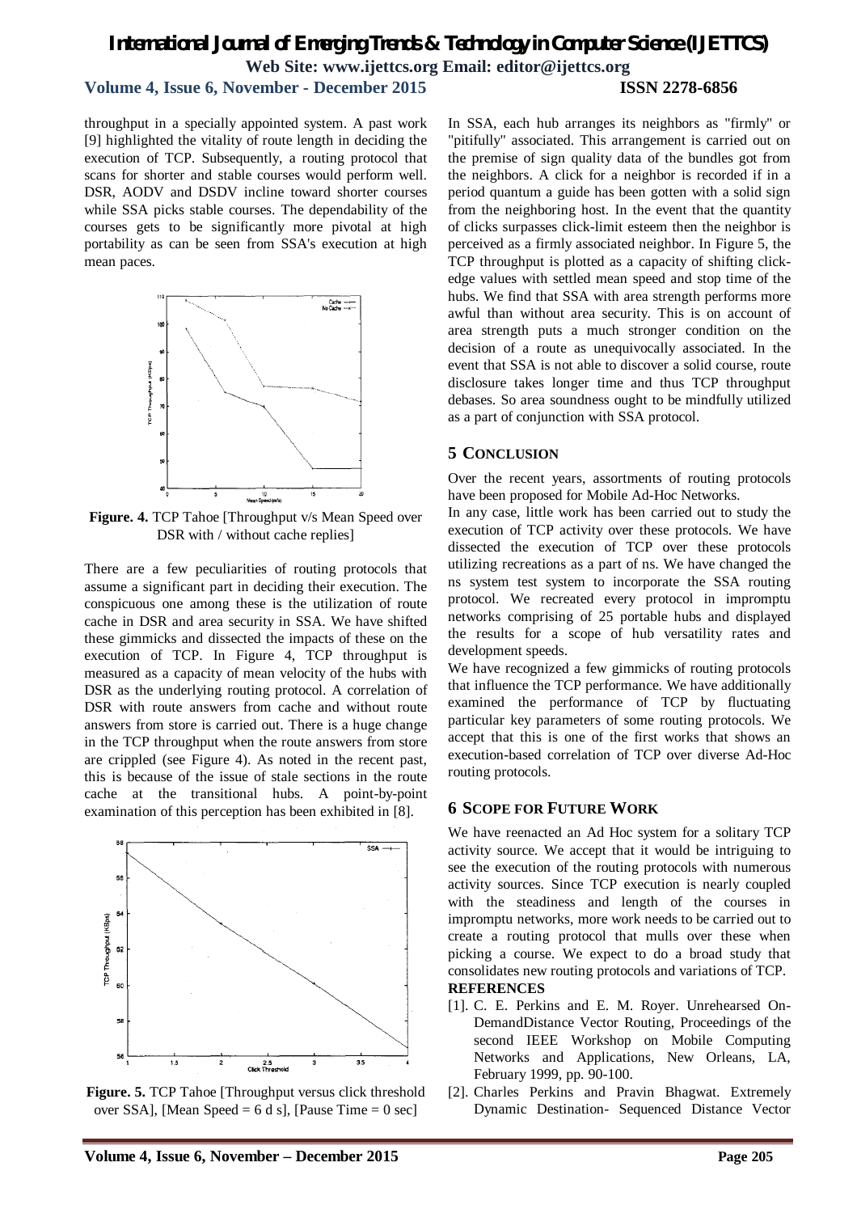throughput in a specially appointed system. A past work [9] highlighted the vitality of route length in deciding the execution of TCP. Subsequently, a routing protocol that scans for shorter and stable courses would perform well. DSR, AODV and DSDV incline toward shorter courses while SSA picks stable courses. The dependability of the courses gets to be significantly more pivotal at high portability as can be seen from SSA's execution at high mean paces.

**Figure. 4.** TCP Tahoe [Throughput v/s Mean Speed over DSR with / without cache replies]

There are a few peculiarities of routing protocols that assume a significant part in deciding their execution. The conspicuous one among these is the utilization of route cache in DSR and area security in SSA. We have shifted these gimmicks and dissected the impacts of these on the execution of TCP. In Figure 4, TCP throughput is measured as a capacity of mean velocity of the hubs with DSR as the underlying routing protocol. A correlation of DSR with route answers from cache and without route answers from store is carried out. There is a huge change in the TCP throughput when the route answers from store are crippled (see Figure 4). As noted in the recent past, this is because of the issue of stale sections in the route cache at the transitional hubs. A point-by-point examination of this perception has been exhibited in [8].

**Figure. 5.** TCP Tahoe [Throughput versus click threshold over SSA], [Mean Speed = 6 d s], [Pause Time = 0 sec]

In SSA, each hub arranges its neighbors as "firmly" or "pitifully" associated. This arrangement is carried out on the premise of sign quality data of the bundles got from the neighbors. A click for a neighbor is recorded if in a period quantum a guide has been gotten with a solid sign from the neighboring host. In the event that the quantity of clicks surpasses click-limit esteem then the neighbor is perceived as a firmly associated neighbor. In Figure 5, the TCP throughput is plotted as a capacity of shifting click-edge values with settled mean speed and stop time of the hubs. We find that SSA with area strength performs more awful than without area security. This is on account of area strength puts a much stronger condition on the decision of a route as unequivocally associated. In the event that SSA is not able to discover a solid course, route disclosure takes longer time and thus TCP throughput debases. So area soundness ought to be mindfully utilized as a part of conjunction with SSA protocol.

## 5 CONCLUSION

Over the recent years, assortments of routing protocols have been proposed for Mobile Ad-Hoc Networks.

In any case, little work has been carried out to study the execution of TCP activity over these protocols. We have dissected the execution of TCP over these protocols utilizing recreations as a part of ns. We have changed the ns system test system to incorporate the SSA routing protocol. We recreated every protocol in impromptu networks comprising of 25 portable hubs and displayed the results for a scope of hub versatility rates and development speeds.

We have recognized a few gimmicks of routing protocols that influence the TCP performance. We have additionally examined the performance of TCP by fluctuating particular key parameters of some routing protocols. We accept that this is one of the first works that shows an execution-based correlation of TCP over diverse Ad-Hoc routing protocols.

## 6 SCOPE FOR FUTURE WORK

We have reenacted an Ad Hoc system for a solitary TCP activity source. We accept that it would be intriguing to see the execution of the routing protocols with numerous activity sources. Since TCP execution is nearly coupled with the steadiness and length of the courses in impromptu networks, more work needs to be carried out to create a routing protocol that mulls over these when picking a course. We expect to do a broad study that consolidates new routing protocols and variations of TCP.

**REFERENCES**

[1]. C. E. Perkins and E. M. Royer. Unrehearsed On-DemandDistance Vector Routing, Proceedings of the second IEEE Workshop on Mobile Computing Networks and Applications, New Orleans, LA, February 1999, pp. 90-100.

[2]. Charles Perkins and Pravin Bhagwat. Extremely Dynamic Destination- Sequenced Distance Vector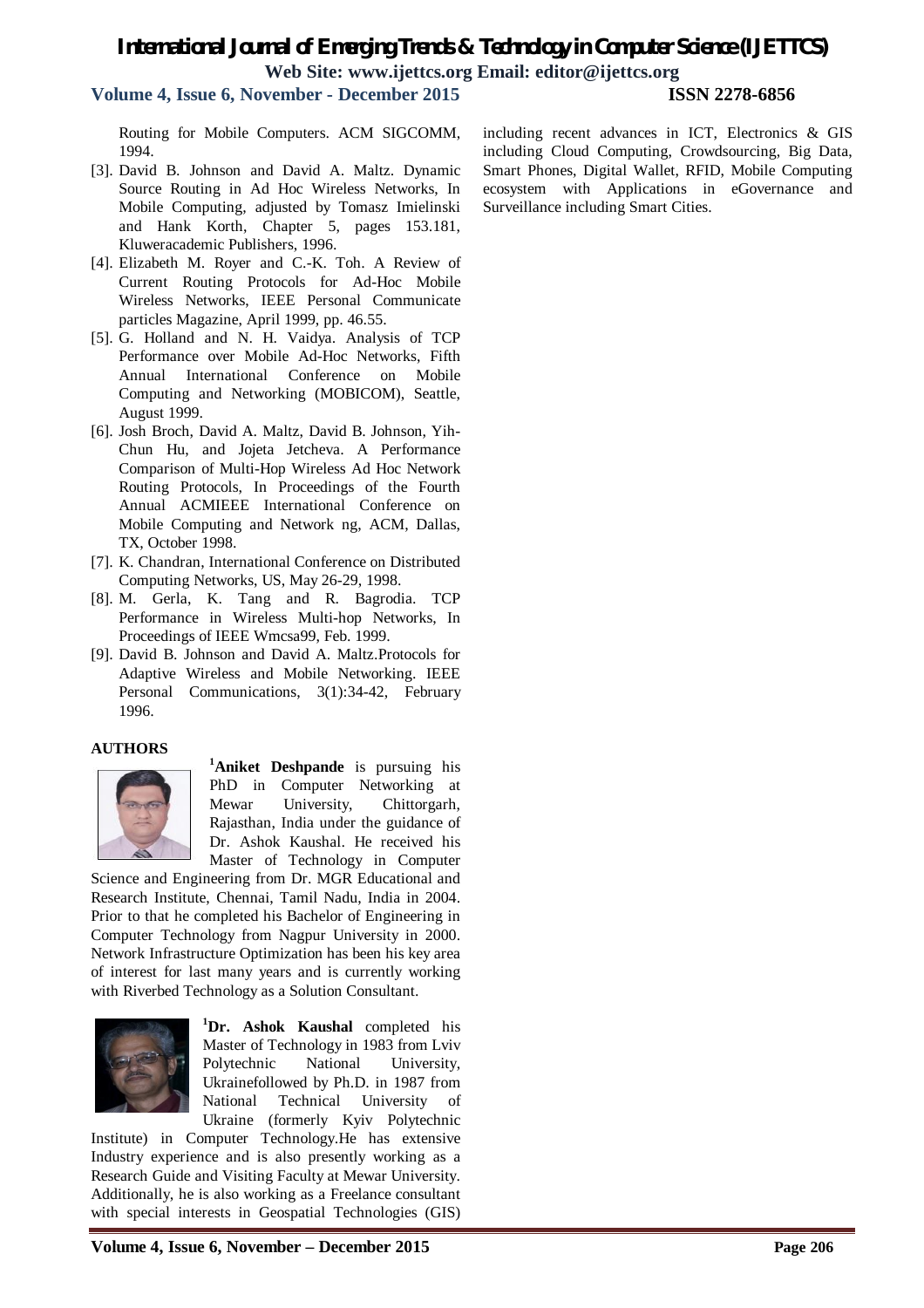Routing for Mobile Computers. ACM SIGCOMM, 1994.

[3]. David B. Johnson and David A. Maltz. Dynamic Source Routing in Ad Hoc Wireless Networks, In Mobile Computing, adjusted by Tomasz Imielinski and Hank Korth, Chapter 5, pages 153.181, Kluweracademic Publishers, 1996.

[4]. Elizabeth M. Royer and C.-K. Toh. A Review of Current Routing Protocols for Ad-Hoc Mobile Wireless Networks, IEEE Personal Communicate particles Magazine, April 1999, pp. 46.55.

[5]. G. Holland and N. H. Vaidya. Analysis of TCP Performance over Mobile Ad-Hoc Networks, Fifth Annual International Conference on Mobile Computing and Networking (MOBICOM), Seattle, August 1999.

[6]. Josh Broch, David A. Maltz, David B. Johnson, Yih-Chun Hu, and Jojeta Jetcheva. A Performance Comparison of Multi-Hop Wireless Ad Hoc Network Routing Protocols, In Proceedings of the Fourth Annual ACMIEEE International Conference on Mobile Computing and Network ng, ACM, Dallas, TX, October 1998.

[7]. K. Chandran, International Conference on Distributed Computing Networks, US, May 26-29, 1998.

[8]. M. Gerla, K. Tang and R. Bagrodia. TCP Performance in Wireless Multi-hop Networks, In Proceedings of IEEE Wmcsa99, Feb. 1999.

[9]. David B. Johnson and David A. Maltz.Protocols for Adaptive Wireless and Mobile Networking. IEEE Personal Communications, 3(1):34-42, February 1996.

**AUTHORS**

[1]**Aniket Deshpande** is pursuing his PhD in Computer Networking at Mewar University, Chittorgarh, Rajasthan, India under the guidance of Dr. Ashok Kaushal. He received his Master of Technology in Computer Science and Engineering from Dr. MGR Educational and Research Institute, Chennai, Tamil Nadu, India in 2004. Prior to that he completed his Bachelor of Engineering in Computer Technology from Nagpur University in 2000. Network Infrastructure Optimization has been his key area of interest for last many years and is currently working with Riverbed Technology as a Solution Consultant.

[1]**Dr. Ashok Kaushal** completed his Master of Technology in 1983 from Lviv Polytechnic National University, Ukrainefollowed by Ph.D. in 1987 from National Technical University of Ukraine (formerly Kyiv Polytechnic Institute) in Computer Technology.He has extensive Industry experience and is also presently working as a Research Guide and Visiting Faculty at Mewar University. Additionally, he is also working as a Freelance consultant with special interests in Geospatial Technologies (GIS) including recent advances in ICT, Electronics & GIS including Cloud Computing, Crowdsourcing, Big Data, Smart Phones, Digital Wallet, RFID, Mobile Computing ecosystem with Applications in eGovernance and Surveillance including Smart Cities.